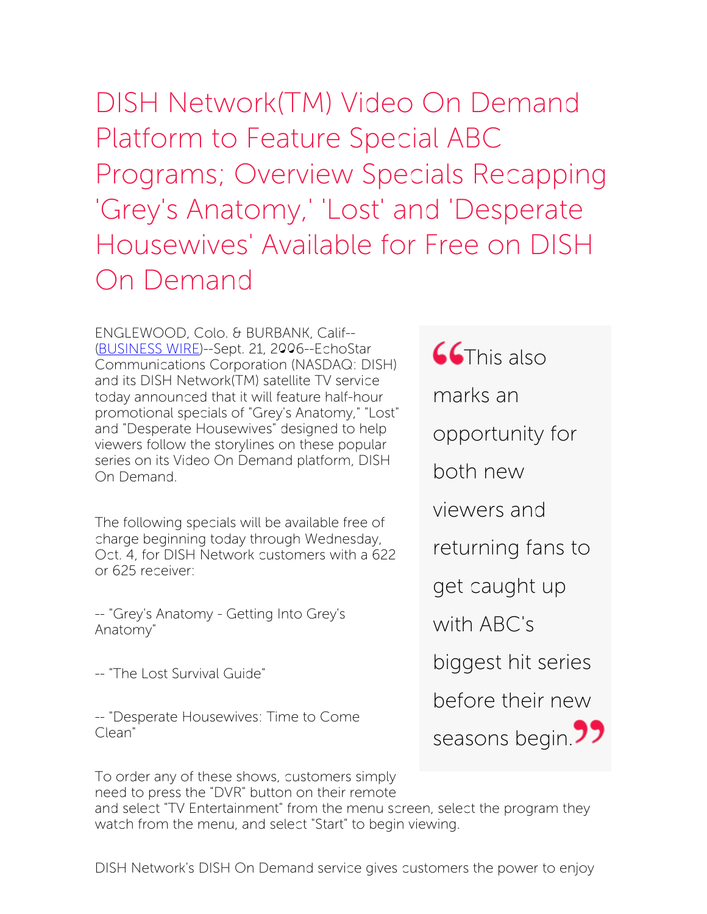# DISH Network(TM) Video On Demand Platform to Feature Special ABC Programs; Overview Specials Recapping 'Grey's Anatomy,' 'Lost' and 'Desperate Housewives' Available for Free on DISH On Demand

ENGLEWOOD, Colo. & BURBANK, Calif--(BUSINESS WIRE)--Sept. 21, 2006--EchoStar Communications Corporation (NASDAQ: DISH) and its DISH Network(TM) satellite TV service today announced that it will feature half-hour promotional specials of "Grey's Anatomy," "Lost" and "Desperate Housewives" designed to help viewers follow the storylines on these popular series on its Video On Demand platform, DISH On Demand.

> "This also marks an opportunity for both new viewers and returning fans to get caught up with ABC's biggest hit series before their new seasons begin."

The following specials will be available free of charge beginning today through Wednesday, Oct. 4, for DISH Network customers with a 622 or 625 receiver:

-- "Grey's Anatomy - Getting Into Grey's Anatomy"

-- "The Lost Survival Guide"

-- "Desperate Housewives: Time to Come Clean"

To order any of these shows, customers simply need to press the "DVR" button on their remote and select "TV Entertainment" from the menu screen, select the program they watch from the menu, and select "Start" to begin viewing.

DISH Network's DISH On Demand service gives customers the power to enjoy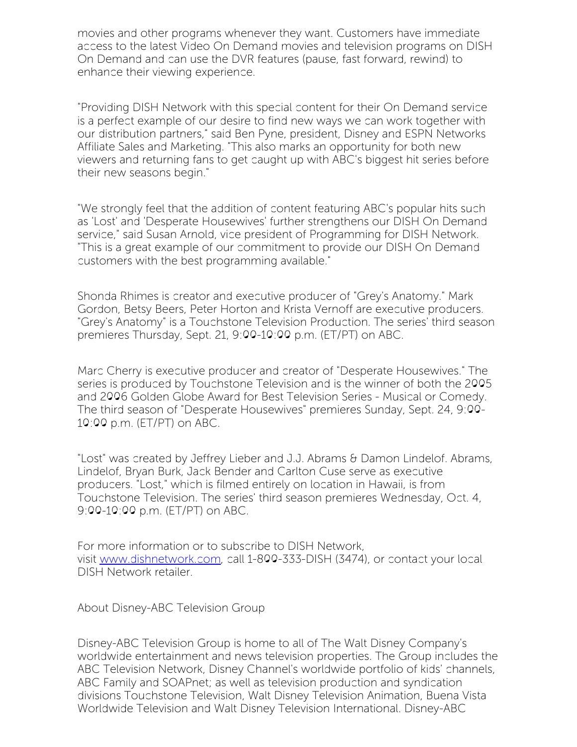movies and other programs whenever they want. Customers have immediate access to the latest Video On Demand movies and television programs on DISH On Demand and can use the DVR features (pause, fast forward, rewind) to enhance their viewing experience.

"Providing DISH Network with this special content for their On Demand service is a perfect example of our desire to find new ways we can work together with our distribution partners," said Ben Pyne, president, Disney and ESPN Networks Affiliate Sales and Marketing. "This also marks an opportunity for both new viewers and returning fans to get caught up with ABC's biggest hit series before their new seasons begin."

"We strongly feel that the addition of content featuring ABC's popular hits such as 'Lost' and 'Desperate Housewives' further strengthens our DISH On Demand service," said Susan Arnold, vice president of Programming for DISH Network. "This is a great example of our commitment to provide our DISH On Demand customers with the best programming available."

Shonda Rhimes is creator and executive producer of "Grey's Anatomy." Mark Gordon, Betsy Beers, Peter Horton and Krista Vernoff are executive producers. "Grey's Anatomy" is a Touchstone Television Production. The series' third season premieres Thursday, Sept. 21, 9:00-10:00 p.m. (ET/PT) on ABC.

Marc Cherry is executive producer and creator of "Desperate Housewives." The series is produced by Touchstone Television and is the winner of both the 2005 and 2006 Golden Globe Award for Best Television Series - Musical or Comedy. The third season of "Desperate Housewives" premieres Sunday, Sept. 24, 9:00-10:00 p.m. (ET/PT) on ABC.

"Lost" was created by Jeffrey Lieber and J.J. Abrams & Damon Lindelof. Abrams, Lindelof, Bryan Burk, Jack Bender and Carlton Cuse serve as executive producers. "Lost," which is filmed entirely on location in Hawaii, is from Touchstone Television. The series' third season premieres Wednesday, Oct. 4, 9:00-10:00 p.m. (ET/PT) on ABC.

For more information or to subscribe to DISH Network, visit [www.dishnetwork.com](http://www.dishnetwork.com), call 1-800-333-DISH (3474), or contact your local DISH Network retailer.

About Disney-ABC Television Group

Disney-ABC Television Group is home to all of The Walt Disney Company's worldwide entertainment and news television properties. The Group includes the ABC Television Network, Disney Channel's worldwide portfolio of kids' channels, ABC Family and SOAPnet; as well as television production and syndication divisions Touchstone Television, Walt Disney Television Animation, Buena Vista Worldwide Television and Walt Disney Television International. Disney-ABC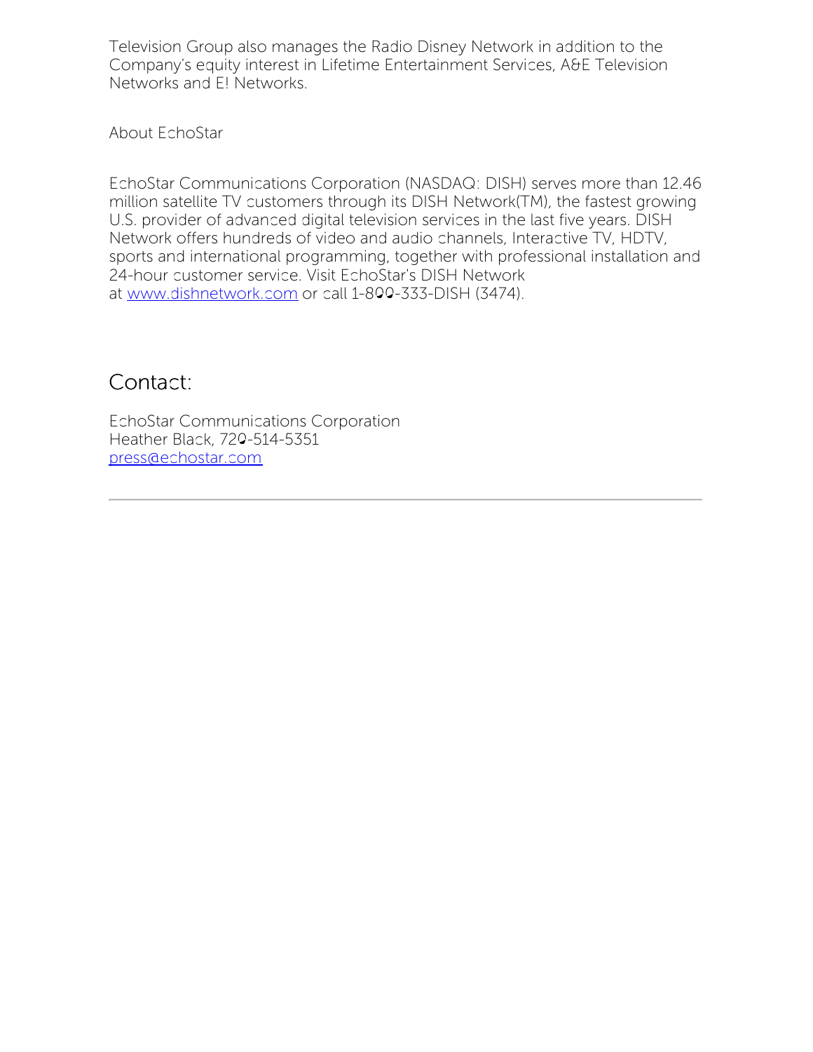Television Group also manages the Radio Disney Network in addition to the Company's equity interest in Lifetime Entertainment Services, A&E Television Networks and E! Networks.

About EchoStar

EchoStar Communications Corporation (NASDAQ: DISH) serves more than 12.46 million satellite TV customers through its DISH Network(TM), the fastest growing U.S. provider of advanced digital television services in the last five years. DISH Network offers hundreds of video and audio channels, Interactive TV, HDTV, sports and international programming, together with professional installation and 24-hour customer service. Visit EchoStar's DISH Network at [www.dishnetwork.com](http://www.dishnetwork.com) or call 1-800-333-DISH (3474).

## Contact:

EchoStar Communications Corporation
Heather Black, 720-514-5351
[press@echostar.com](mailto:press@echostar.com)

---